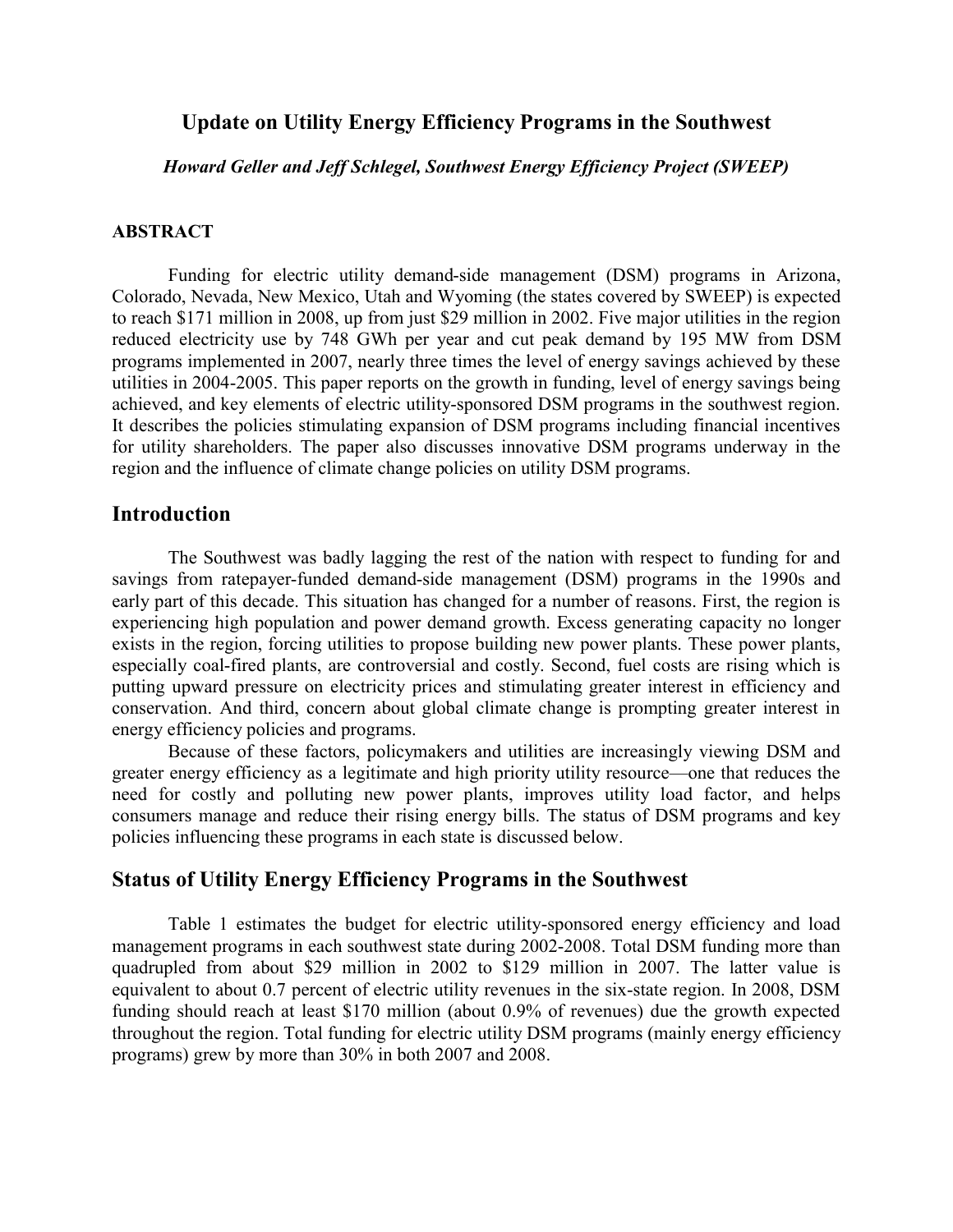# Update on Utility Energy Efficiency Programs in the Southwest

***Howard Geller and Jeff Schlegel, Southwest Energy Efficiency Project (SWEEP)***

### ABSTRACT

Funding for electric utility demand-side management (DSM) programs in Arizona, Colorado, Nevada, New Mexico, Utah and Wyoming (the states covered by SWEEP) is expected to reach $171 million in 2008, up from just $29 million in 2002. Five major utilities in the region reduced electricity use by 748 GWh per year and cut peak demand by 195 MW from DSM programs implemented in 2007, nearly three times the level of energy savings achieved by these utilities in 2004-2005. This paper reports on the growth in funding, level of energy savings being achieved, and key elements of electric utility-sponsored DSM programs in the southwest region. It describes the policies stimulating expansion of DSM programs including financial incentives for utility shareholders. The paper also discusses innovative DSM programs underway in the region and the influence of climate change policies on utility DSM programs.

## Introduction

The Southwest was badly lagging the rest of the nation with respect to funding for and savings from ratepayer-funded demand-side management (DSM) programs in the 1990s and early part of this decade. This situation has changed for a number of reasons. First, the region is experiencing high population and power demand growth. Excess generating capacity no longer exists in the region, forcing utilities to propose building new power plants. These power plants, especially coal-fired plants, are controversial and costly. Second, fuel costs are rising which is putting upward pressure on electricity prices and stimulating greater interest in efficiency and conservation. And third, concern about global climate change is prompting greater interest in energy efficiency policies and programs.

Because of these factors, policymakers and utilities are increasingly viewing DSM and greater energy efficiency as a legitimate and high priority utility resource—one that reduces the need for costly and polluting new power plants, improves utility load factor, and helps consumers manage and reduce their rising energy bills. The status of DSM programs and key policies influencing these programs in each state is discussed below.

## Status of Utility Energy Efficiency Programs in the Southwest

Table 1 estimates the budget for electric utility-sponsored energy efficiency and load management programs in each southwest state during 2002-2008. Total DSM funding more than quadrupled from about $29 million in 2002 to $129 million in 2007. The latter value is equivalent to about 0.7 percent of electric utility revenues in the six-state region. In 2008, DSM funding should reach at least $170 million (about 0.9% of revenues) due the growth expected throughout the region. Total funding for electric utility DSM programs (mainly energy efficiency programs) grew by more than 30% in both 2007 and 2008.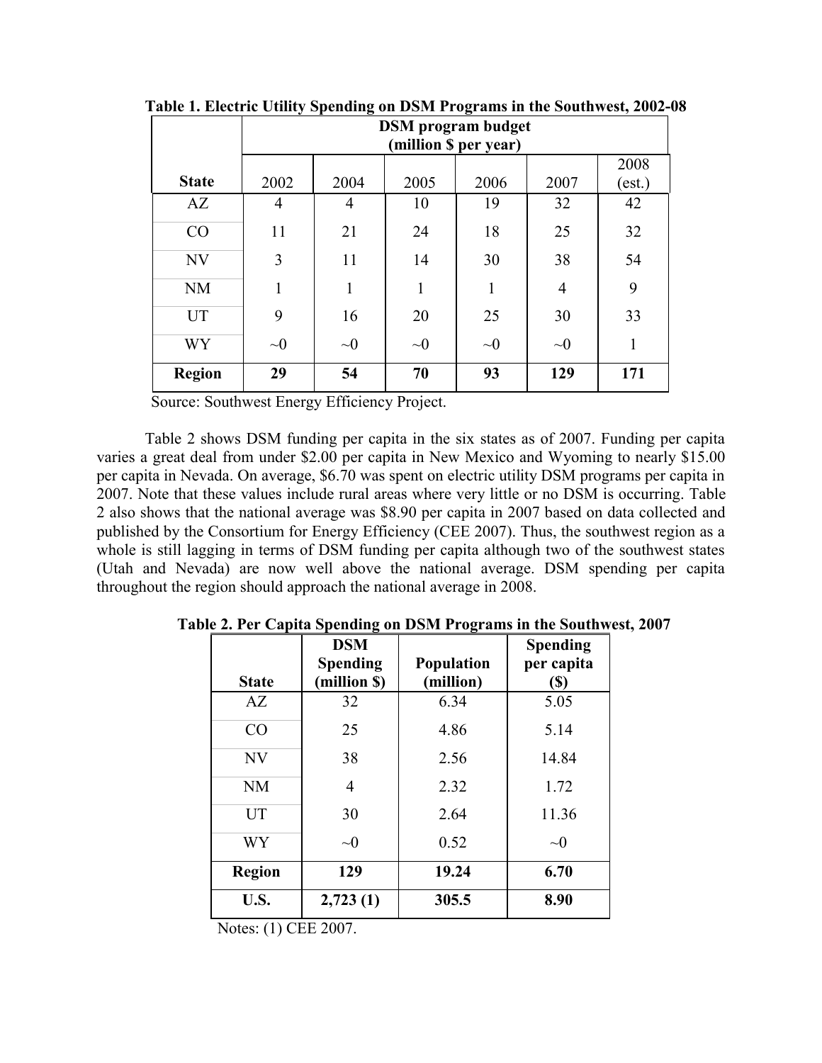**Table 1. Electric Utility Spending on DSM Programs in the Southwest, 2002-08**

| State | DSM program budget (million $ per year) | | | | | |
|---|---|---|---|---|---|---|
| | 2002 | 2004 | 2005 | 2006 | 2007 | 2008 (est.) |
| AZ | 4 | 4 | 10 | 19 | 32 | 42 |
| CO | 11 | 21 | 24 | 18 | 25 | 32 |
| NV | 3 | 11 | 14 | 30 | 38 | 54 |
| NM | 1 | 1 | 1 | 1 | 4 | 9 |
| UT | 9 | 16 | 20 | 25 | 30 | 33 |
| WY | ~0 | ~0 | ~0 | ~0 | ~0 | 1 |
| **Region** | **29** | **54** | **70** | **93** | **129** | **171** |

Source: Southwest Energy Efficiency Project.

Table 2 shows DSM funding per capita in the six states as of 2007. Funding per capita varies a great deal from under $2.00 per capita in New Mexico and Wyoming to nearly $15.00 per capita in Nevada. On average, $6.70 was spent on electric utility DSM programs per capita in 2007. Note that these values include rural areas where very little or no DSM is occurring. Table 2 also shows that the national average was $8.90 per capita in 2007 based on data collected and published by the Consortium for Energy Efficiency (CEE 2007). Thus, the southwest region as a whole is still lagging in terms of DSM funding per capita although two of the southwest states (Utah and Nevada) are now well above the national average. DSM spending per capita throughout the region should approach the national average in 2008.

**Table 2. Per Capita Spending on DSM Programs in the Southwest, 2007**

| State | DSM Spending (million $) | Population (million) | Spending per capita ($) |
|---|---|---|---|
| AZ | 32 | 6.34 | 5.05 |
| CO | 25 | 4.86 | 5.14 |
| NV | 38 | 2.56 | 14.84 |
| NM | 4 | 2.32 | 1.72 |
| UT | 30 | 2.64 | 11.36 |
| WY | ~0 | 0.52 | ~0 |
| **Region** | **129** | **19.24** | **6.70** |
| **U.S.** | **2,723 (1)** | **305.5** | **8.90** |

Notes: (1) CEE 2007.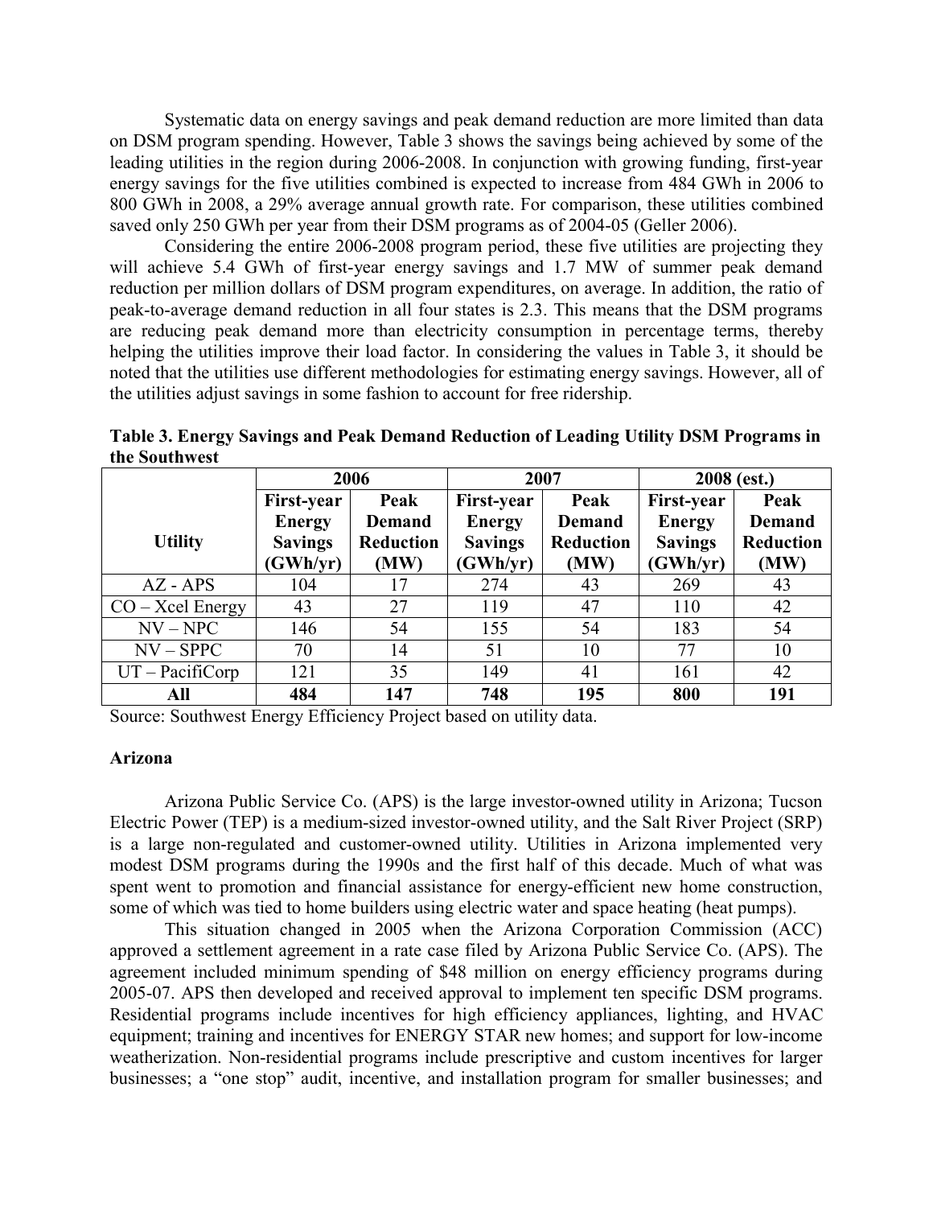Systematic data on energy savings and peak demand reduction are more limited than data on DSM program spending. However, Table 3 shows the savings being achieved by some of the leading utilities in the region during 2006-2008. In conjunction with growing funding, first-year energy savings for the five utilities combined is expected to increase from 484 GWh in 2006 to 800 GWh in 2008, a 29% average annual growth rate. For comparison, these utilities combined saved only 250 GWh per year from their DSM programs as of 2004-05 (Geller 2006).

Considering the entire 2006-2008 program period, these five utilities are projecting they will achieve 5.4 GWh of first-year energy savings and 1.7 MW of summer peak demand reduction per million dollars of DSM program expenditures, on average. In addition, the ratio of peak-to-average demand reduction in all four states is 2.3. This means that the DSM programs are reducing peak demand more than electricity consumption in percentage terms, thereby helping the utilities improve their load factor. In considering the values in Table 3, it should be noted that the utilities use different methodologies for estimating energy savings. However, all of the utilities adjust savings in some fashion to account for free ridership.

**Table 3. Energy Savings and Peak Demand Reduction of Leading Utility DSM Programs in the Southwest**

| Utility | 2006 | | 2007 | | 2008 (est.) | |
|---|---|---|---|---|---|---|
| | First-year Energy Savings (GWh/yr) | Peak Demand Reduction (MW) | First-year Energy Savings (GWh/yr) | Peak Demand Reduction (MW) | First-year Energy Savings (GWh/yr) | Peak Demand Reduction (MW) |
| AZ - APS | 104 | 17 | 274 | 43 | 269 | 43 |
| CO – Xcel Energy | 43 | 27 | 119 | 47 | 110 | 42 |
| NV – NPC | 146 | 54 | 155 | 54 | 183 | 54 |
| NV – SPPC | 70 | 14 | 51 | 10 | 77 | 10 |
| UT – PacifiCorp | 121 | 35 | 149 | 41 | 161 | 42 |
| **All** | **484** | **147** | **748** | **195** | **800** | **191** |

Source: Southwest Energy Efficiency Project based on utility data.

### Arizona

Arizona Public Service Co. (APS) is the large investor-owned utility in Arizona; Tucson Electric Power (TEP) is a medium-sized investor-owned utility, and the Salt River Project (SRP) is a large non-regulated and customer-owned utility. Utilities in Arizona implemented very modest DSM programs during the 1990s and the first half of this decade. Much of what was spent went to promotion and financial assistance for energy-efficient new home construction, some of which was tied to home builders using electric water and space heating (heat pumps).

This situation changed in 2005 when the Arizona Corporation Commission (ACC) approved a settlement agreement in a rate case filed by Arizona Public Service Co. (APS). The agreement included minimum spending of $48 million on energy efficiency programs during 2005-07. APS then developed and received approval to implement ten specific DSM programs. Residential programs include incentives for high efficiency appliances, lighting, and HVAC equipment; training and incentives for ENERGY STAR new homes; and support for low-income weatherization. Non-residential programs include prescriptive and custom incentives for larger businesses; a "one stop" audit, incentive, and installation program for smaller businesses; and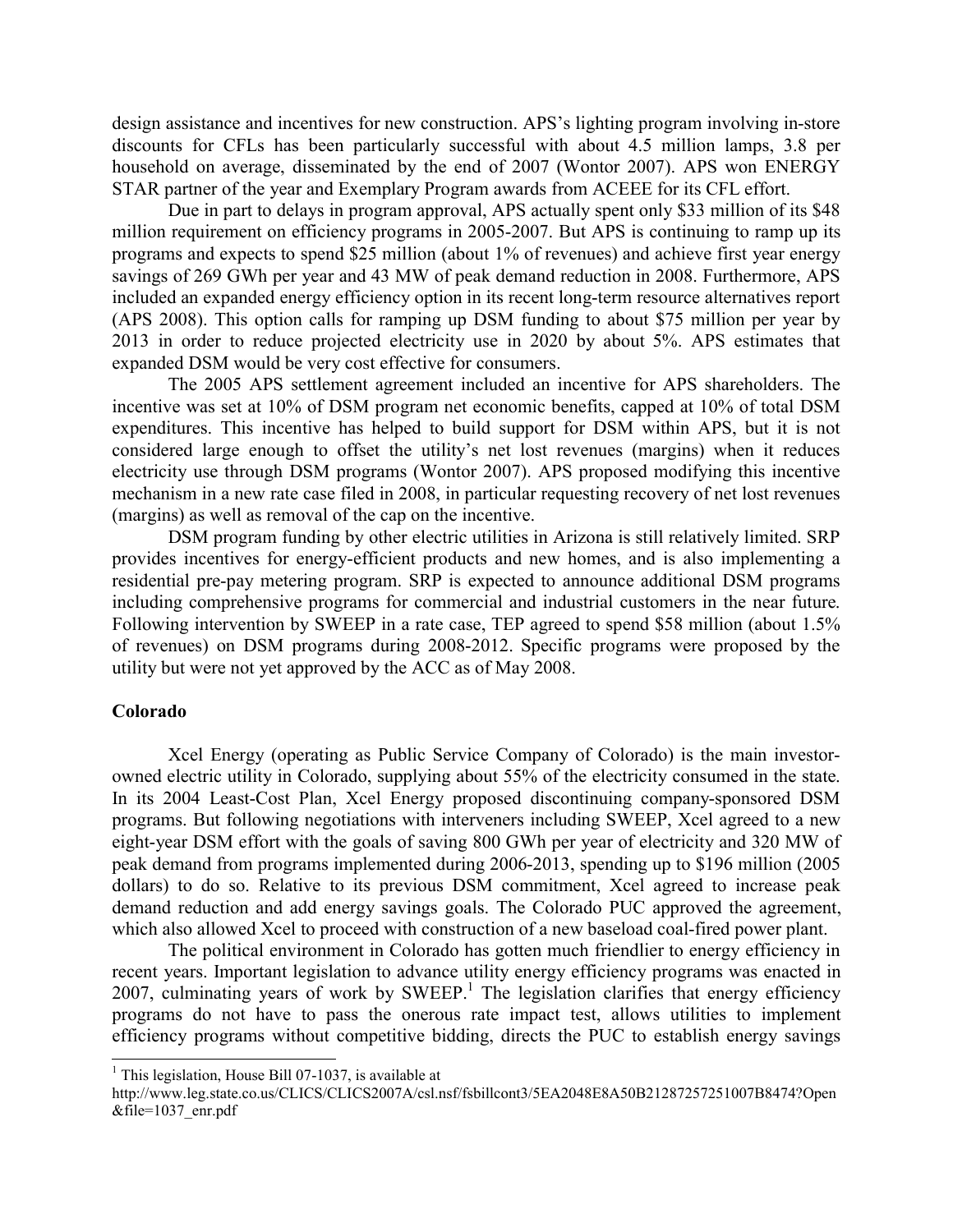design assistance and incentives for new construction. APS's lighting program involving in-store discounts for CFLs has been particularly successful with about 4.5 million lamps, 3.8 per household on average, disseminated by the end of 2007 (Wontor 2007). APS won ENERGY STAR partner of the year and Exemplary Program awards from ACEEE for its CFL effort.

Due in part to delays in program approval, APS actually spent only $33 million of its $48 million requirement on efficiency programs in 2005-2007. But APS is continuing to ramp up its programs and expects to spend $25 million (about 1% of revenues) and achieve first year energy savings of 269 GWh per year and 43 MW of peak demand reduction in 2008. Furthermore, APS included an expanded energy efficiency option in its recent long-term resource alternatives report (APS 2008). This option calls for ramping up DSM funding to about $75 million per year by 2013 in order to reduce projected electricity use in 2020 by about 5%. APS estimates that expanded DSM would be very cost effective for consumers.

The 2005 APS settlement agreement included an incentive for APS shareholders. The incentive was set at 10% of DSM program net economic benefits, capped at 10% of total DSM expenditures. This incentive has helped to build support for DSM within APS, but it is not considered large enough to offset the utility's net lost revenues (margins) when it reduces electricity use through DSM programs (Wontor 2007). APS proposed modifying this incentive mechanism in a new rate case filed in 2008, in particular requesting recovery of net lost revenues (margins) as well as removal of the cap on the incentive.

DSM program funding by other electric utilities in Arizona is still relatively limited. SRP provides incentives for energy-efficient products and new homes, and is also implementing a residential pre-pay metering program. SRP is expected to announce additional DSM programs including comprehensive programs for commercial and industrial customers in the near future. Following intervention by SWEEP in a rate case, TEP agreed to spend $58 million (about 1.5% of revenues) on DSM programs during 2008-2012. Specific programs were proposed by the utility but were not yet approved by the ACC as of May 2008.

### Colorado

Xcel Energy (operating as Public Service Company of Colorado) is the main investor-owned electric utility in Colorado, supplying about 55% of the electricity consumed in the state. In its 2004 Least-Cost Plan, Xcel Energy proposed discontinuing company-sponsored DSM programs. But following negotiations with interveners including SWEEP, Xcel agreed to a new eight-year DSM effort with the goals of saving 800 GWh per year of electricity and 320 MW of peak demand from programs implemented during 2006-2013, spending up to $196 million (2005 dollars) to do so. Relative to its previous DSM commitment, Xcel agreed to increase peak demand reduction and add energy savings goals. The Colorado PUC approved the agreement, which also allowed Xcel to proceed with construction of a new baseload coal-fired power plant.

The political environment in Colorado has gotten much friendlier to energy efficiency in recent years. Important legislation to advance utility energy efficiency programs was enacted in 2007, culminating years of work by SWEEP.[1] The legislation clarifies that energy efficiency programs do not have to pass the onerous rate impact test, allows utilities to implement efficiency programs without competitive bidding, directs the PUC to establish energy savings

[1] This legislation, House Bill 07-1037, is available at
http://www.leg.state.co.us/CLICS/CLICS2007A/csl.nsf/fsbillcont3/5EA2048E8A50B21287257251007B8474?Open&file=1037_enr.pdf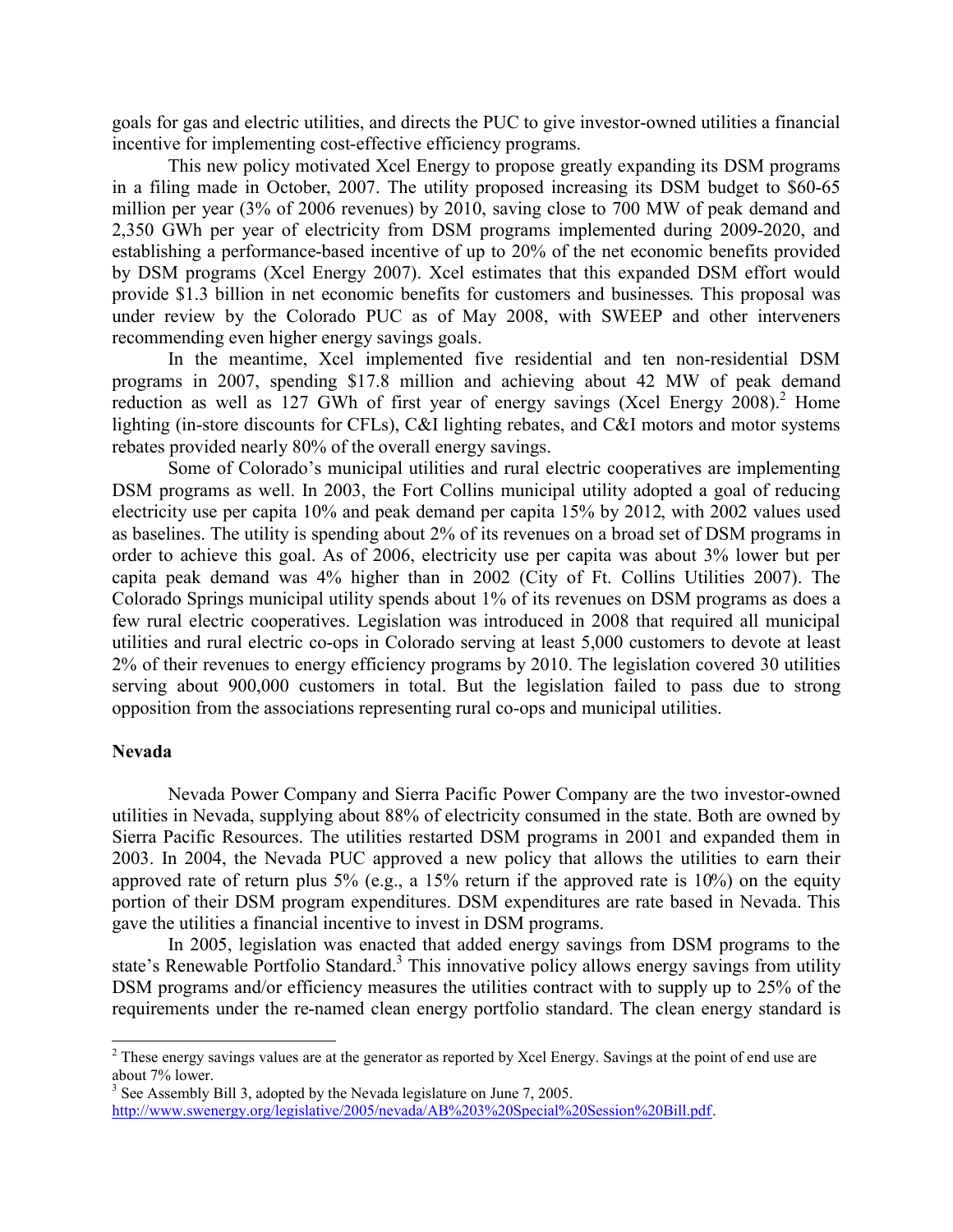goals for gas and electric utilities, and directs the PUC to give investor-owned utilities a financial incentive for implementing cost-effective efficiency programs.

This new policy motivated Xcel Energy to propose greatly expanding its DSM programs in a filing made in October, 2007. The utility proposed increasing its DSM budget to $60-65 million per year (3% of 2006 revenues) by 2010, saving close to 700 MW of peak demand and 2,350 GWh per year of electricity from DSM programs implemented during 2009-2020, and establishing a performance-based incentive of up to 20% of the net economic benefits provided by DSM programs (Xcel Energy 2007). Xcel estimates that this expanded DSM effort would provide $1.3 billion in net economic benefits for customers and businesses. This proposal was under review by the Colorado PUC as of May 2008, with SWEEP and other interveners recommending even higher energy savings goals.

In the meantime, Xcel implemented five residential and ten non-residential DSM programs in 2007, spending $17.8 million and achieving about 42 MW of peak demand reduction as well as 127 GWh of first year of energy savings (Xcel Energy 2008).[2] Home lighting (in-store discounts for CFLs), C&I lighting rebates, and C&I motors and motor systems rebates provided nearly 80% of the overall energy savings.

Some of Colorado's municipal utilities and rural electric cooperatives are implementing DSM programs as well. In 2003, the Fort Collins municipal utility adopted a goal of reducing electricity use per capita 10% and peak demand per capita 15% by 2012, with 2002 values used as baselines. The utility is spending about 2% of its revenues on a broad set of DSM programs in order to achieve this goal. As of 2006, electricity use per capita was about 3% lower but per capita peak demand was 4% higher than in 2002 (City of Ft. Collins Utilities 2007). The Colorado Springs municipal utility spends about 1% of its revenues on DSM programs as does a few rural electric cooperatives. Legislation was introduced in 2008 that required all municipal utilities and rural electric co-ops in Colorado serving at least 5,000 customers to devote at least 2% of their revenues to energy efficiency programs by 2010. The legislation covered 30 utilities serving about 900,000 customers in total. But the legislation failed to pass due to strong opposition from the associations representing rural co-ops and municipal utilities.

### Nevada

Nevada Power Company and Sierra Pacific Power Company are the two investor-owned utilities in Nevada, supplying about 88% of electricity consumed in the state. Both are owned by Sierra Pacific Resources. The utilities restarted DSM programs in 2001 and expanded them in 2003. In 2004, the Nevada PUC approved a new policy that allows the utilities to earn their approved rate of return plus 5% (e.g., a 15% return if the approved rate is 10%) on the equity portion of their DSM program expenditures. DSM expenditures are rate based in Nevada. This gave the utilities a financial incentive to invest in DSM programs.

In 2005, legislation was enacted that added energy savings from DSM programs to the state's Renewable Portfolio Standard.[3] This innovative policy allows energy savings from utility DSM programs and/or efficiency measures the utilities contract with to supply up to 25% of the requirements under the re-named clean energy portfolio standard. The clean energy standard is

---

[2] These energy savings values are at the generator as reported by Xcel Energy. Savings at the point of end use are about 7% lower.

[3] See Assembly Bill 3, adopted by the Nevada legislature on June 7, 2005. http://www.swenergy.org/legislative/2005/nevada/AB%203%20Special%20Session%20Bill.pdf.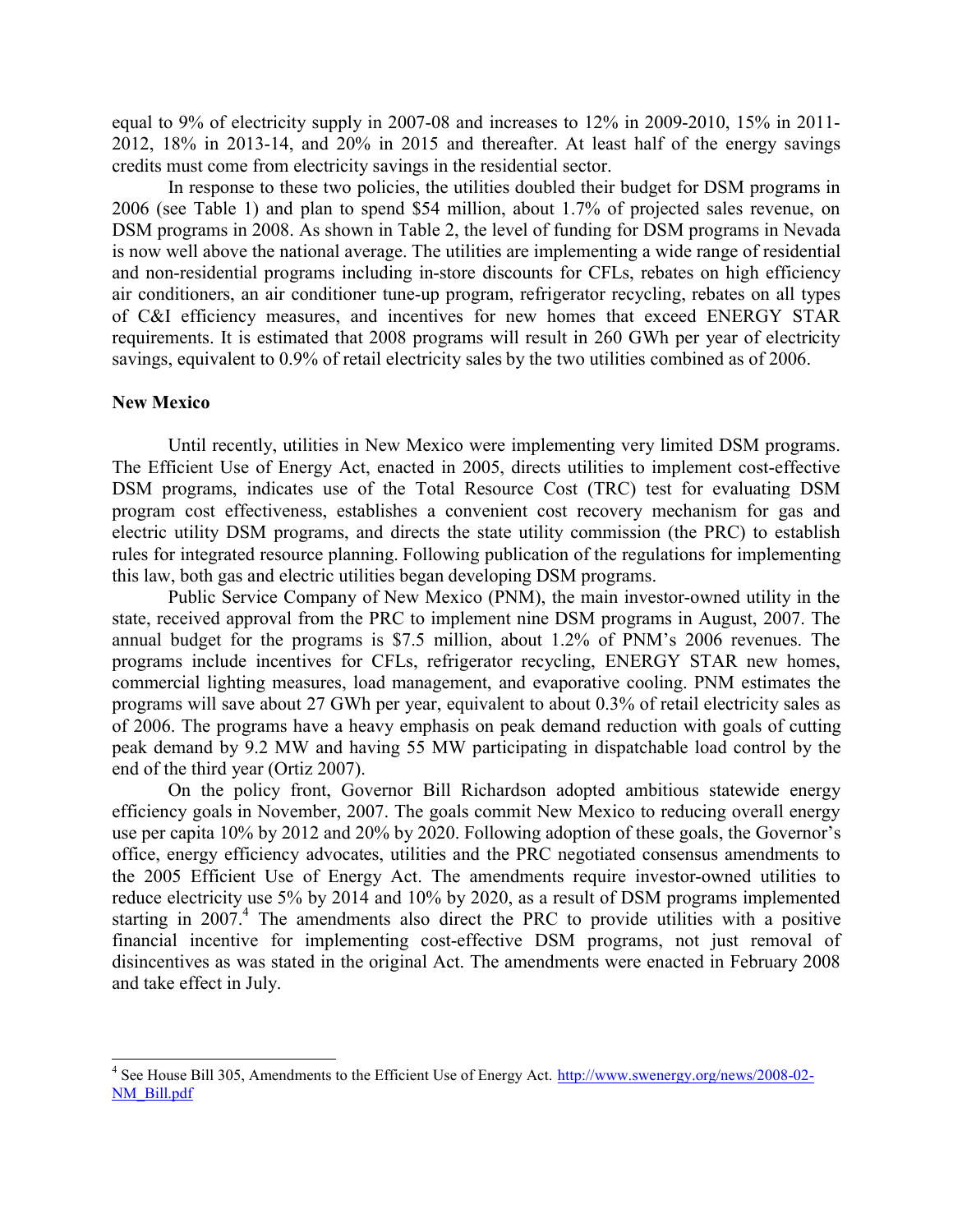equal to 9% of electricity supply in 2007-08 and increases to 12% in 2009-2010, 15% in 2011-2012, 18% in 2013-14, and 20% in 2015 and thereafter. At least half of the energy savings credits must come from electricity savings in the residential sector.

In response to these two policies, the utilities doubled their budget for DSM programs in 2006 (see Table 1) and plan to spend $54 million, about 1.7% of projected sales revenue, on DSM programs in 2008. As shown in Table 2, the level of funding for DSM programs in Nevada is now well above the national average. The utilities are implementing a wide range of residential and non-residential programs including in-store discounts for CFLs, rebates on high efficiency air conditioners, an air conditioner tune-up program, refrigerator recycling, rebates on all types of C&I efficiency measures, and incentives for new homes that exceed ENERGY STAR requirements. It is estimated that 2008 programs will result in 260 GWh per year of electricity savings, equivalent to 0.9% of retail electricity sales by the two utilities combined as of 2006.

**New Mexico**

Until recently, utilities in New Mexico were implementing very limited DSM programs. The Efficient Use of Energy Act, enacted in 2005, directs utilities to implement cost-effective DSM programs, indicates use of the Total Resource Cost (TRC) test for evaluating DSM program cost effectiveness, establishes a convenient cost recovery mechanism for gas and electric utility DSM programs, and directs the state utility commission (the PRC) to establish rules for integrated resource planning. Following publication of the regulations for implementing this law, both gas and electric utilities began developing DSM programs.

Public Service Company of New Mexico (PNM), the main investor-owned utility in the state, received approval from the PRC to implement nine DSM programs in August, 2007. The annual budget for the programs is $7.5 million, about 1.2% of PNM's 2006 revenues. The programs include incentives for CFLs, refrigerator recycling, ENERGY STAR new homes, commercial lighting measures, load management, and evaporative cooling. PNM estimates the programs will save about 27 GWh per year, equivalent to about 0.3% of retail electricity sales as of 2006. The programs have a heavy emphasis on peak demand reduction with goals of cutting peak demand by 9.2 MW and having 55 MW participating in dispatchable load control by the end of the third year (Ortiz 2007).

On the policy front, Governor Bill Richardson adopted ambitious statewide energy efficiency goals in November, 2007. The goals commit New Mexico to reducing overall energy use per capita 10% by 2012 and 20% by 2020. Following adoption of these goals, the Governor's office, energy efficiency advocates, utilities and the PRC negotiated consensus amendments to the 2005 Efficient Use of Energy Act. The amendments require investor-owned utilities to reduce electricity use 5% by 2014 and 10% by 2020, as a result of DSM programs implemented starting in 2007.[4] The amendments also direct the PRC to provide utilities with a positive financial incentive for implementing cost-effective DSM programs, not just removal of disincentives as was stated in the original Act. The amendments were enacted in February 2008 and take effect in July.

---

[4] See House Bill 305, Amendments to the Efficient Use of Energy Act. http://www.swenergy.org/news/2008-02-NM_Bill.pdf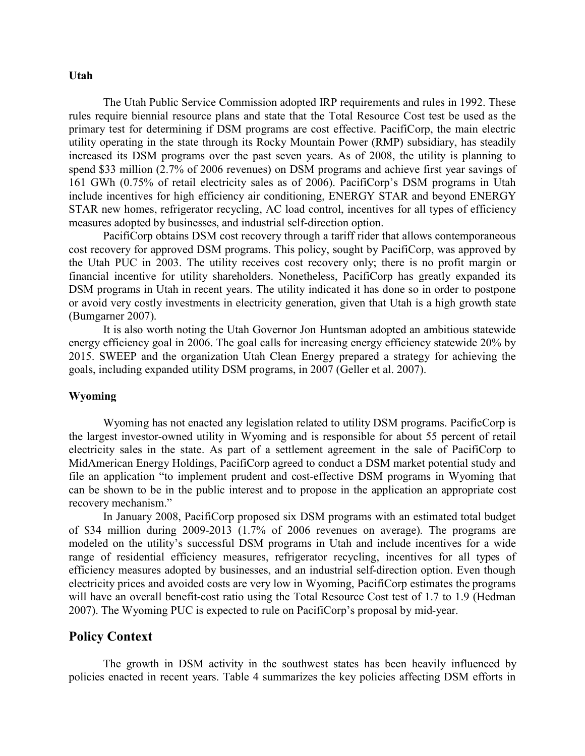### Utah

The Utah Public Service Commission adopted IRP requirements and rules in 1992. These rules require biennial resource plans and state that the Total Resource Cost test be used as the primary test for determining if DSM programs are cost effective. PacifiCorp, the main electric utility operating in the state through its Rocky Mountain Power (RMP) subsidiary, has steadily increased its DSM programs over the past seven years. As of 2008, the utility is planning to spend $33 million (2.7% of 2006 revenues) on DSM programs and achieve first year savings of 161 GWh (0.75% of retail electricity sales as of 2006). PacifiCorp's DSM programs in Utah include incentives for high efficiency air conditioning, ENERGY STAR and beyond ENERGY STAR new homes, refrigerator recycling, AC load control, incentives for all types of efficiency measures adopted by businesses, and industrial self-direction option.

PacifiCorp obtains DSM cost recovery through a tariff rider that allows contemporaneous cost recovery for approved DSM programs. This policy, sought by PacifiCorp, was approved by the Utah PUC in 2003. The utility receives cost recovery only; there is no profit margin or financial incentive for utility shareholders. Nonetheless, PacifiCorp has greatly expanded its DSM programs in Utah in recent years. The utility indicated it has done so in order to postpone or avoid very costly investments in electricity generation, given that Utah is a high growth state (Bumgarner 2007).

It is also worth noting the Utah Governor Jon Huntsman adopted an ambitious statewide energy efficiency goal in 2006. The goal calls for increasing energy efficiency statewide 20% by 2015. SWEEP and the organization Utah Clean Energy prepared a strategy for achieving the goals, including expanded utility DSM programs, in 2007 (Geller et al. 2007).

### Wyoming

Wyoming has not enacted any legislation related to utility DSM programs. PacificCorp is the largest investor-owned utility in Wyoming and is responsible for about 55 percent of retail electricity sales in the state. As part of a settlement agreement in the sale of PacifiCorp to MidAmerican Energy Holdings, PacifiCorp agreed to conduct a DSM market potential study and file an application "to implement prudent and cost-effective DSM programs in Wyoming that can be shown to be in the public interest and to propose in the application an appropriate cost recovery mechanism."

In January 2008, PacifiCorp proposed six DSM programs with an estimated total budget of $34 million during 2009-2013 (1.7% of 2006 revenues on average). The programs are modeled on the utility's successful DSM programs in Utah and include incentives for a wide range of residential efficiency measures, refrigerator recycling, incentives for all types of efficiency measures adopted by businesses, and an industrial self-direction option. Even though electricity prices and avoided costs are very low in Wyoming, PacifiCorp estimates the programs will have an overall benefit-cost ratio using the Total Resource Cost test of 1.7 to 1.9 (Hedman 2007). The Wyoming PUC is expected to rule on PacifiCorp's proposal by mid-year.

## Policy Context

The growth in DSM activity in the southwest states has been heavily influenced by policies enacted in recent years. Table 4 summarizes the key policies affecting DSM efforts in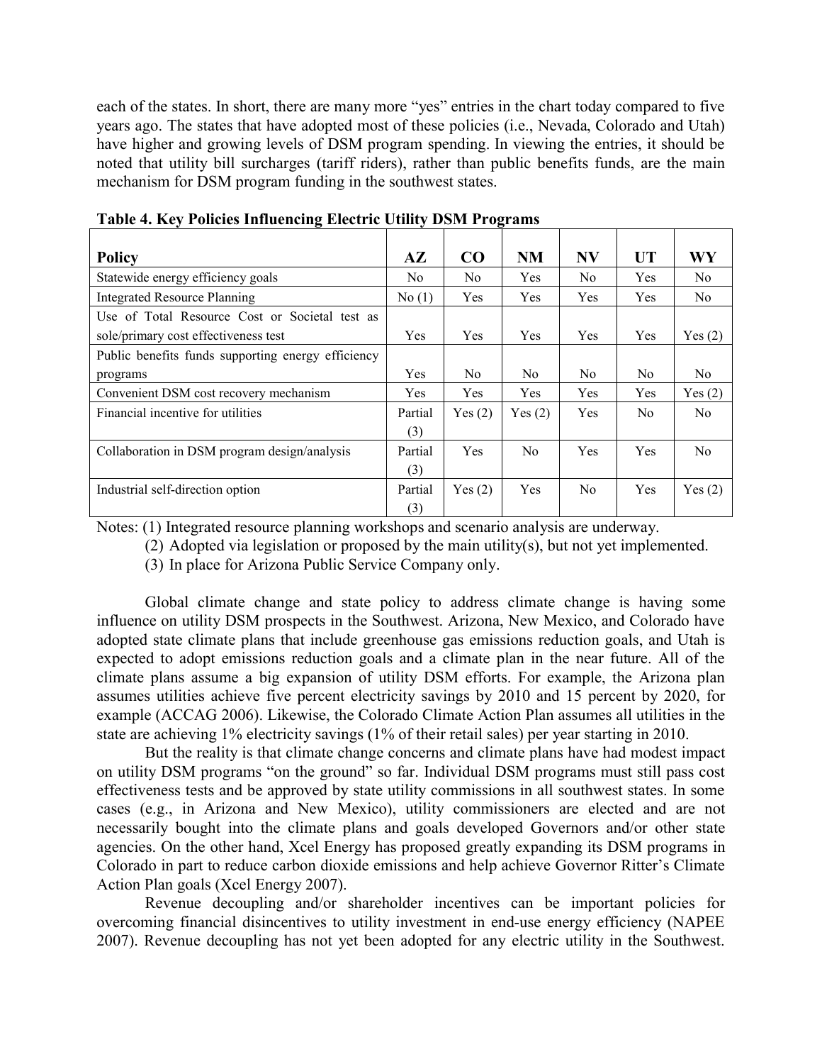each of the states. In short, there are many more "yes" entries in the chart today compared to five years ago. The states that have adopted most of these policies (i.e., Nevada, Colorado and Utah) have higher and growing levels of DSM program spending. In viewing the entries, it should be noted that utility bill surcharges (tariff riders), rather than public benefits funds, are the main mechanism for DSM program funding in the southwest states.

**Table 4. Key Policies Influencing Electric Utility DSM Programs**

| Policy | AZ | CO | NM | NV | UT | WY |
|---|---|---|---|---|---|---|
| Statewide energy efficiency goals | No | No | Yes | No | Yes | No |
| Integrated Resource Planning | No (1) | Yes | Yes | Yes | Yes | No |
| Use of Total Resource Cost or Societal test as sole/primary cost effectiveness test | Yes | Yes | Yes | Yes | Yes | Yes (2) |
| Public benefits funds supporting energy efficiency programs | Yes | No | No | No | No | No |
| Convenient DSM cost recovery mechanism | Yes | Yes | Yes | Yes | Yes | Yes (2) |
| Financial incentive for utilities | Partial (3) | Yes (2) | Yes (2) | Yes | No | No |
| Collaboration in DSM program design/analysis | Partial (3) | Yes | No | Yes | Yes | No |
| Industrial self-direction option | Partial (3) | Yes (2) | Yes | No | Yes | Yes (2) |

Notes: (1) Integrated resource planning workshops and scenario analysis are underway.

(2) Adopted via legislation or proposed by the main utility(s), but not yet implemented.

(3) In place for Arizona Public Service Company only.

Global climate change and state policy to address climate change is having some influence on utility DSM prospects in the Southwest. Arizona, New Mexico, and Colorado have adopted state climate plans that include greenhouse gas emissions reduction goals, and Utah is expected to adopt emissions reduction goals and a climate plan in the near future. All of the climate plans assume a big expansion of utility DSM efforts. For example, the Arizona plan assumes utilities achieve five percent electricity savings by 2010 and 15 percent by 2020, for example (ACCAG 2006). Likewise, the Colorado Climate Action Plan assumes all utilities in the state are achieving 1% electricity savings (1% of their retail sales) per year starting in 2010.

But the reality is that climate change concerns and climate plans have had modest impact on utility DSM programs "on the ground" so far. Individual DSM programs must still pass cost effectiveness tests and be approved by state utility commissions in all southwest states. In some cases (e.g., in Arizona and New Mexico), utility commissioners are elected and are not necessarily bought into the climate plans and goals developed Governors and/or other state agencies. On the other hand, Xcel Energy has proposed greatly expanding its DSM programs in Colorado in part to reduce carbon dioxide emissions and help achieve Governor Ritter's Climate Action Plan goals (Xcel Energy 2007).

Revenue decoupling and/or shareholder incentives can be important policies for overcoming financial disincentives to utility investment in end-use energy efficiency (NAPEE 2007). Revenue decoupling has not yet been adopted for any electric utility in the Southwest.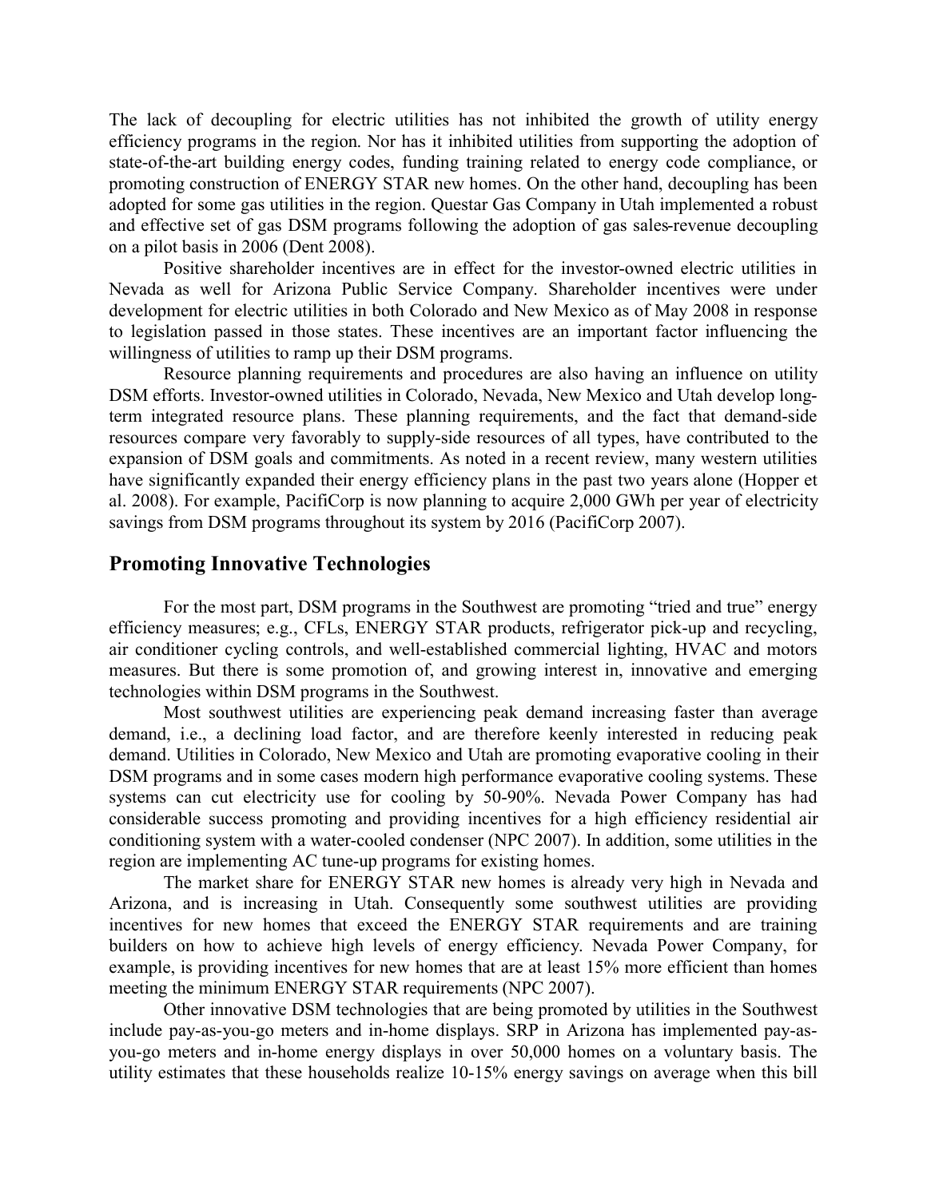The lack of decoupling for electric utilities has not inhibited the growth of utility energy efficiency programs in the region. Nor has it inhibited utilities from supporting the adoption of state-of-the-art building energy codes, funding training related to energy code compliance, or promoting construction of ENERGY STAR new homes. On the other hand, decoupling has been adopted for some gas utilities in the region. Questar Gas Company in Utah implemented a robust and effective set of gas DSM programs following the adoption of gas sales-revenue decoupling on a pilot basis in 2006 (Dent 2008).

Positive shareholder incentives are in effect for the investor-owned electric utilities in Nevada as well for Arizona Public Service Company. Shareholder incentives were under development for electric utilities in both Colorado and New Mexico as of May 2008 in response to legislation passed in those states. These incentives are an important factor influencing the willingness of utilities to ramp up their DSM programs.

Resource planning requirements and procedures are also having an influence on utility DSM efforts. Investor-owned utilities in Colorado, Nevada, New Mexico and Utah develop long-term integrated resource plans. These planning requirements, and the fact that demand-side resources compare very favorably to supply-side resources of all types, have contributed to the expansion of DSM goals and commitments. As noted in a recent review, many western utilities have significantly expanded their energy efficiency plans in the past two years alone (Hopper et al. 2008). For example, PacifiCorp is now planning to acquire 2,000 GWh per year of electricity savings from DSM programs throughout its system by 2016 (PacifiCorp 2007).

## Promoting Innovative Technologies

For the most part, DSM programs in the Southwest are promoting "tried and true" energy efficiency measures; e.g., CFLs, ENERGY STAR products, refrigerator pick-up and recycling, air conditioner cycling controls, and well-established commercial lighting, HVAC and motors measures. But there is some promotion of, and growing interest in, innovative and emerging technologies within DSM programs in the Southwest.

Most southwest utilities are experiencing peak demand increasing faster than average demand, i.e., a declining load factor, and are therefore keenly interested in reducing peak demand. Utilities in Colorado, New Mexico and Utah are promoting evaporative cooling in their DSM programs and in some cases modern high performance evaporative cooling systems. These systems can cut electricity use for cooling by 50-90%. Nevada Power Company has had considerable success promoting and providing incentives for a high efficiency residential air conditioning system with a water-cooled condenser (NPC 2007). In addition, some utilities in the region are implementing AC tune-up programs for existing homes.

The market share for ENERGY STAR new homes is already very high in Nevada and Arizona, and is increasing in Utah. Consequently some southwest utilities are providing incentives for new homes that exceed the ENERGY STAR requirements and are training builders on how to achieve high levels of energy efficiency. Nevada Power Company, for example, is providing incentives for new homes that are at least 15% more efficient than homes meeting the minimum ENERGY STAR requirements (NPC 2007).

Other innovative DSM technologies that are being promoted by utilities in the Southwest include pay-as-you-go meters and in-home displays. SRP in Arizona has implemented pay-as-you-go meters and in-home energy displays in over 50,000 homes on a voluntary basis. The utility estimates that these households realize 10-15% energy savings on average when this bill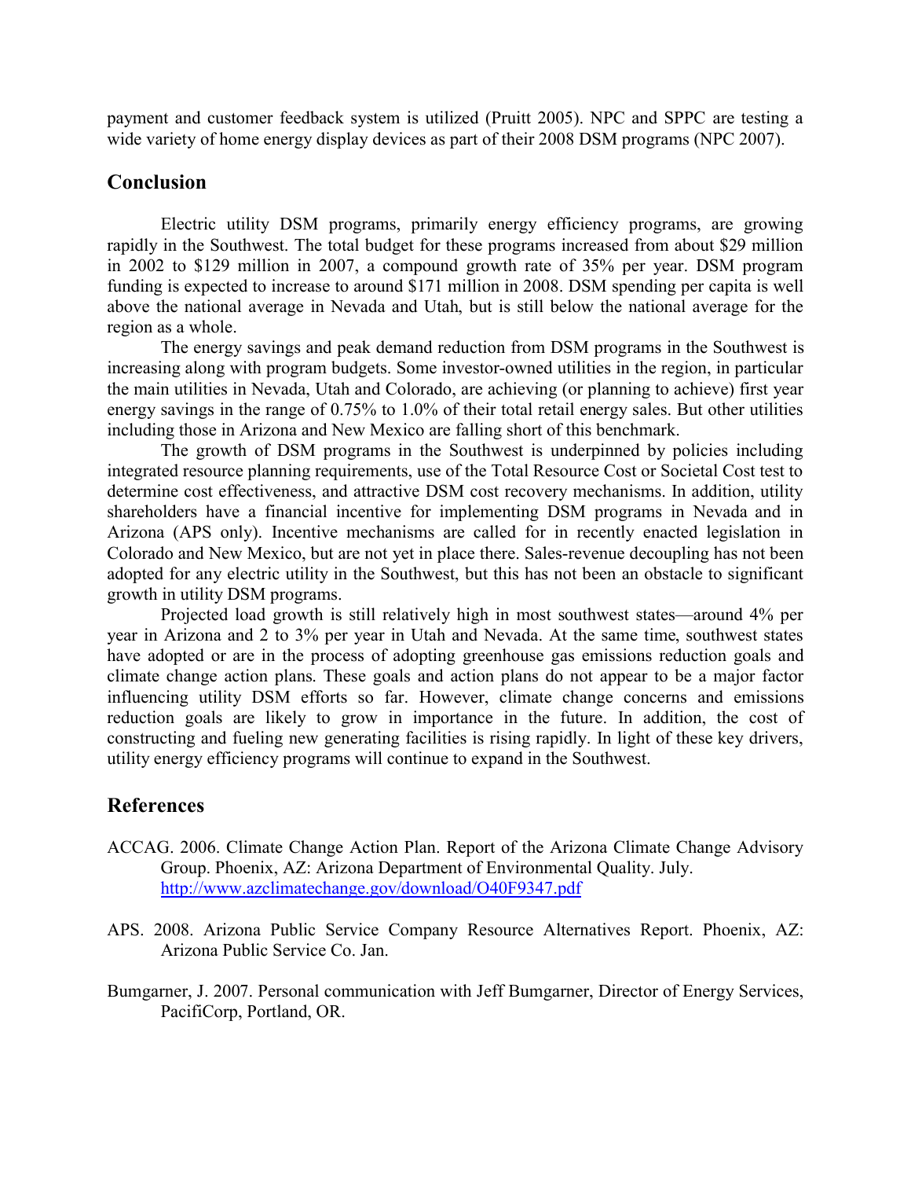payment and customer feedback system is utilized (Pruitt 2005). NPC and SPPC are testing a wide variety of home energy display devices as part of their 2008 DSM programs (NPC 2007).

## Conclusion

Electric utility DSM programs, primarily energy efficiency programs, are growing rapidly in the Southwest. The total budget for these programs increased from about $29 million in 2002 to $129 million in 2007, a compound growth rate of 35% per year. DSM program funding is expected to increase to around $171 million in 2008. DSM spending per capita is well above the national average in Nevada and Utah, but is still below the national average for the region as a whole.

The energy savings and peak demand reduction from DSM programs in the Southwest is increasing along with program budgets. Some investor-owned utilities in the region, in particular the main utilities in Nevada, Utah and Colorado, are achieving (or planning to achieve) first year energy savings in the range of 0.75% to 1.0% of their total retail energy sales. But other utilities including those in Arizona and New Mexico are falling short of this benchmark.

The growth of DSM programs in the Southwest is underpinned by policies including integrated resource planning requirements, use of the Total Resource Cost or Societal Cost test to determine cost effectiveness, and attractive DSM cost recovery mechanisms. In addition, utility shareholders have a financial incentive for implementing DSM programs in Nevada and in Arizona (APS only). Incentive mechanisms are called for in recently enacted legislation in Colorado and New Mexico, but are not yet in place there. Sales-revenue decoupling has not been adopted for any electric utility in the Southwest, but this has not been an obstacle to significant growth in utility DSM programs.

Projected load growth is still relatively high in most southwest states—around 4% per year in Arizona and 2 to 3% per year in Utah and Nevada. At the same time, southwest states have adopted or are in the process of adopting greenhouse gas emissions reduction goals and climate change action plans. These goals and action plans do not appear to be a major factor influencing utility DSM efforts so far. However, climate change concerns and emissions reduction goals are likely to grow in importance in the future. In addition, the cost of constructing and fueling new generating facilities is rising rapidly. In light of these key drivers, utility energy efficiency programs will continue to expand in the Southwest.

## References

ACCAG. 2006. Climate Change Action Plan. Report of the Arizona Climate Change Advisory Group. Phoenix, AZ: Arizona Department of Environmental Quality. July. http://www.azclimatechange.gov/download/O40F9347.pdf

APS. 2008. Arizona Public Service Company Resource Alternatives Report. Phoenix, AZ: Arizona Public Service Co. Jan.

Bumgarner, J. 2007. Personal communication with Jeff Bumgarner, Director of Energy Services, PacifiCorp, Portland, OR.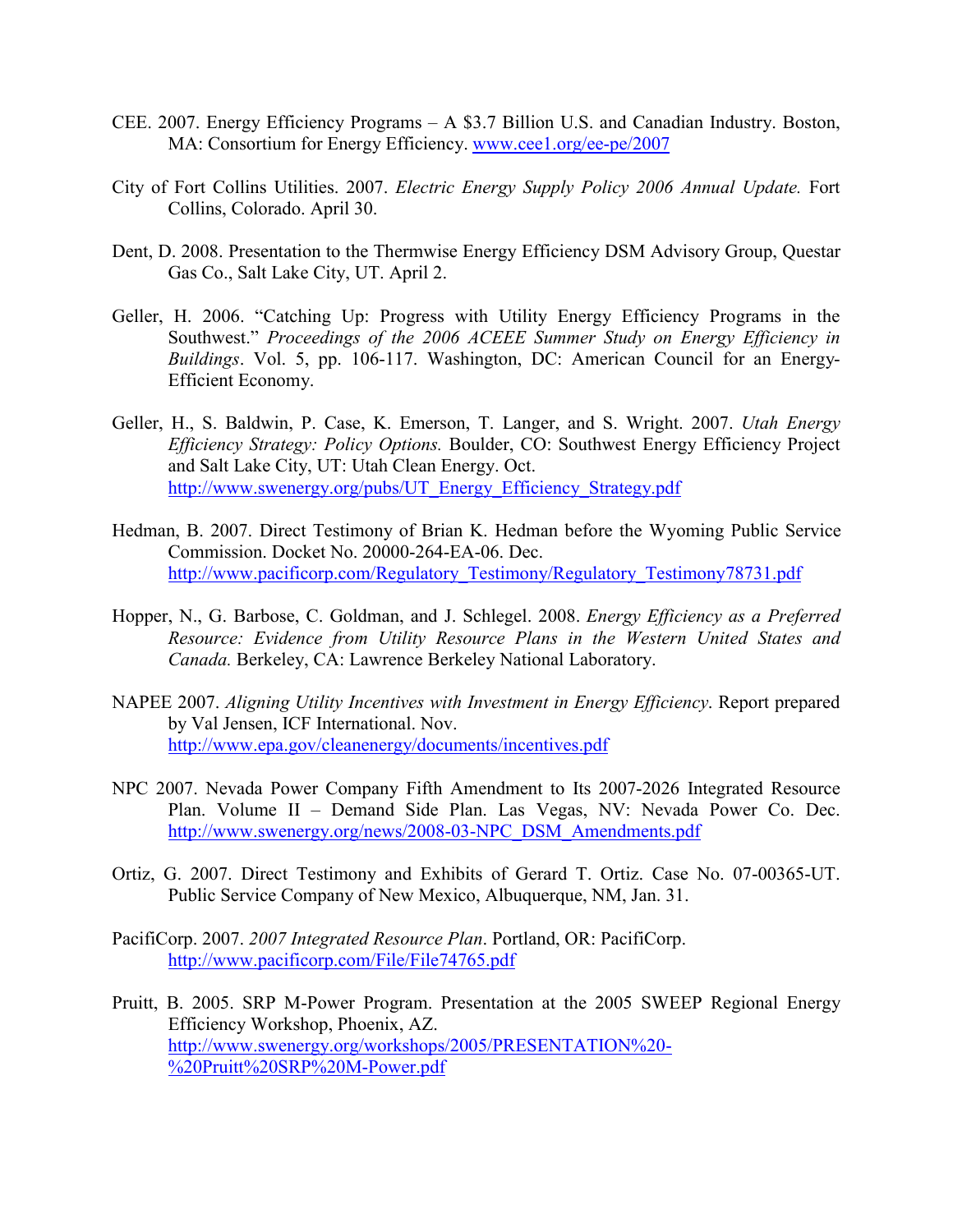CEE. 2007. Energy Efficiency Programs – A $3.7 Billion U.S. and Canadian Industry. Boston, MA: Consortium for Energy Efficiency. www.cee1.org/ee-pe/2007

City of Fort Collins Utilities. 2007. *Electric Energy Supply Policy 2006 Annual Update.* Fort Collins, Colorado. April 30.

Dent, D. 2008. Presentation to the Thermwise Energy Efficiency DSM Advisory Group, Questar Gas Co., Salt Lake City, UT. April 2.

Geller, H. 2006. "Catching Up: Progress with Utility Energy Efficiency Programs in the Southwest." *Proceedings of the 2006 ACEEE Summer Study on Energy Efficiency in Buildings*. Vol. 5, pp. 106-117. Washington, DC: American Council for an Energy-Efficient Economy.

Geller, H., S. Baldwin, P. Case, K. Emerson, T. Langer, and S. Wright. 2007. *Utah Energy Efficiency Strategy: Policy Options.* Boulder, CO: Southwest Energy Efficiency Project and Salt Lake City, UT: Utah Clean Energy. Oct. http://www.swenergy.org/pubs/UT_Energy_Efficiency_Strategy.pdf

Hedman, B. 2007. Direct Testimony of Brian K. Hedman before the Wyoming Public Service Commission. Docket No. 20000-264-EA-06. Dec. http://www.pacificorp.com/Regulatory_Testimony/Regulatory_Testimony78731.pdf

Hopper, N., G. Barbose, C. Goldman, and J. Schlegel. 2008. *Energy Efficiency as a Preferred Resource: Evidence from Utility Resource Plans in the Western United States and Canada.* Berkeley, CA: Lawrence Berkeley National Laboratory.

NAPEE 2007. *Aligning Utility Incentives with Investment in Energy Efficiency*. Report prepared by Val Jensen, ICF International. Nov. http://www.epa.gov/cleanenergy/documents/incentives.pdf

NPC 2007. Nevada Power Company Fifth Amendment to Its 2007-2026 Integrated Resource Plan. Volume II – Demand Side Plan. Las Vegas, NV: Nevada Power Co. Dec. http://www.swenergy.org/news/2008-03-NPC_DSM_Amendments.pdf

Ortiz, G. 2007. Direct Testimony and Exhibits of Gerard T. Ortiz. Case No. 07-00365-UT. Public Service Company of New Mexico, Albuquerque, NM, Jan. 31.

PacifiCorp. 2007. *2007 Integrated Resource Plan*. Portland, OR: PacifiCorp. http://www.pacificorp.com/File/File74765.pdf

Pruitt, B. 2005. SRP M-Power Program. Presentation at the 2005 SWEEP Regional Energy Efficiency Workshop, Phoenix, AZ. http://www.swenergy.org/workshops/2005/PRESENTATION%20-%20Pruitt%20SRP%20M-Power.pdf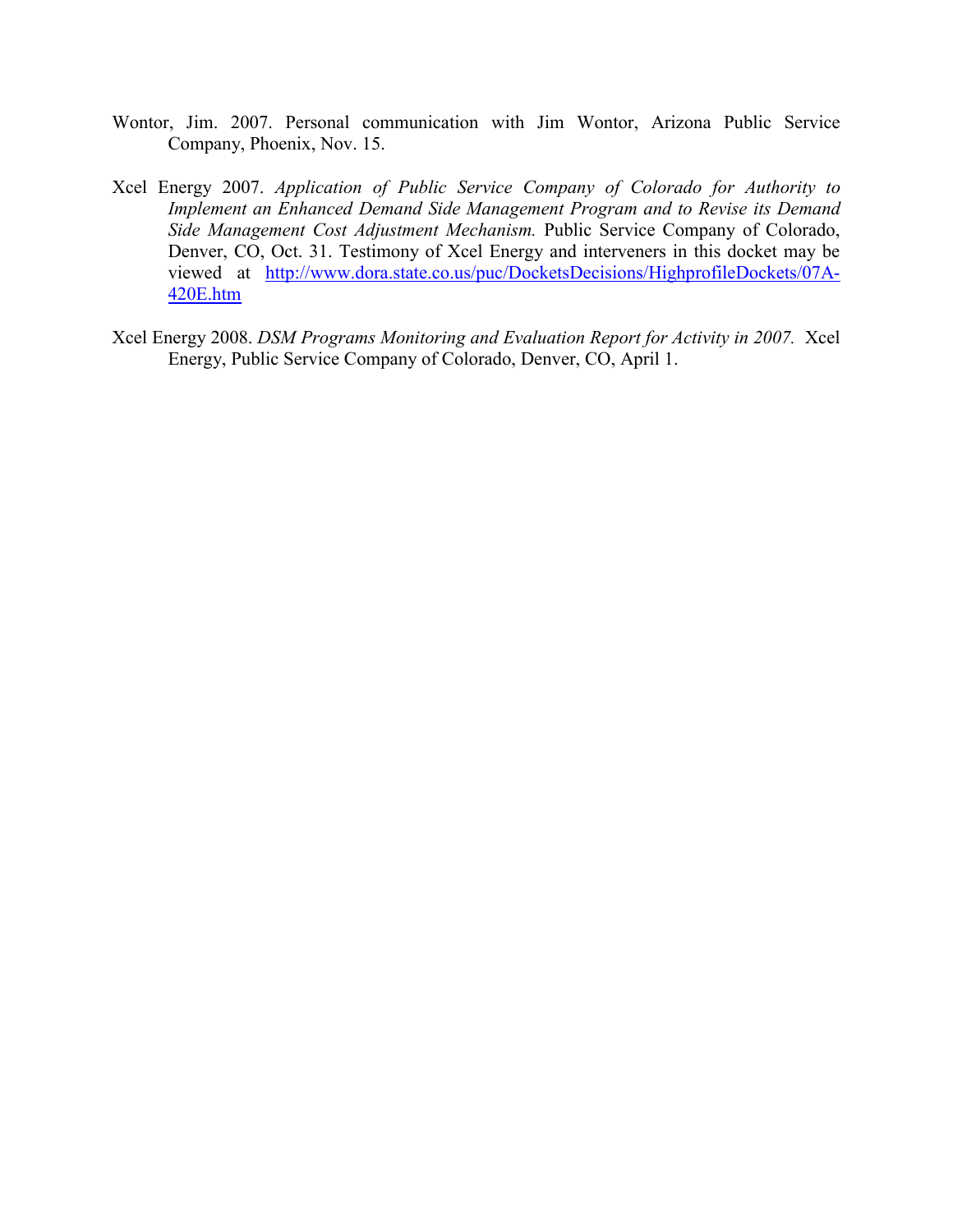Wontor, Jim. 2007. Personal communication with Jim Wontor, Arizona Public Service Company, Phoenix, Nov. 15.

Xcel Energy 2007. *Application of Public Service Company of Colorado for Authority to Implement an Enhanced Demand Side Management Program and to Revise its Demand Side Management Cost Adjustment Mechanism.* Public Service Company of Colorado, Denver, CO, Oct. 31. Testimony of Xcel Energy and interveners in this docket may be viewed at http://www.dora.state.co.us/puc/DocketsDecisions/HighprofileDockets/07A-420E.htm

Xcel Energy 2008. *DSM Programs Monitoring and Evaluation Report for Activity in 2007.* Xcel Energy, Public Service Company of Colorado, Denver, CO, April 1.